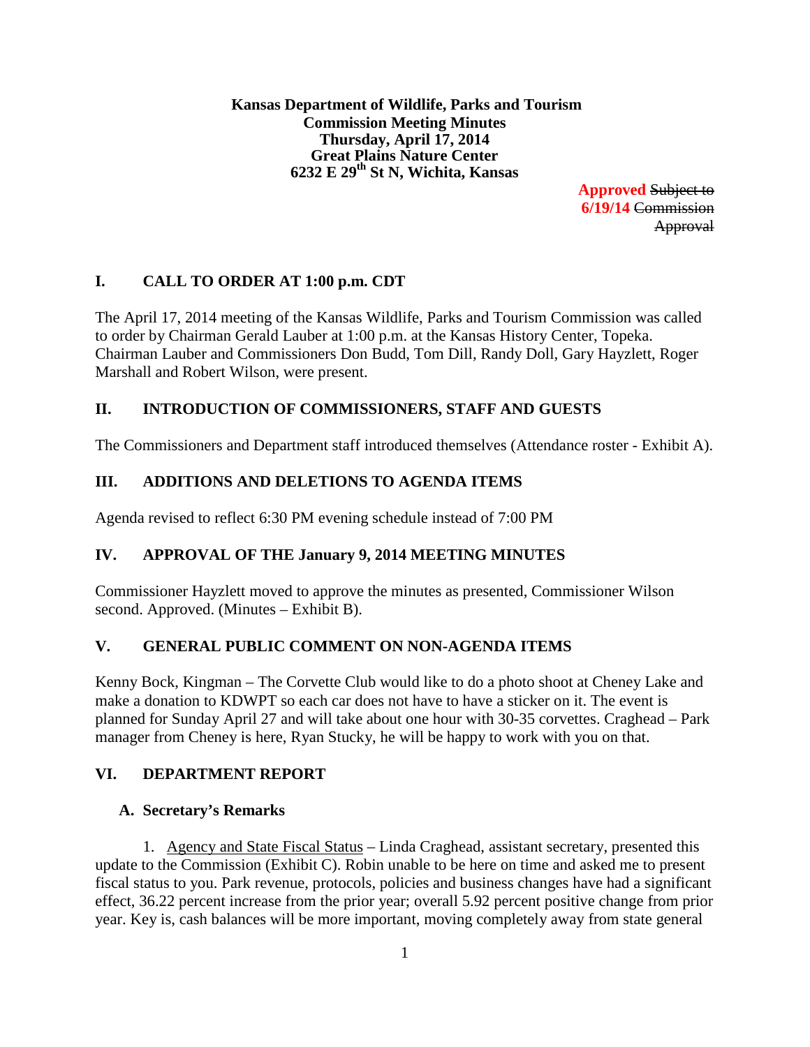**Kansas Department of Wildlife, Parks and Tourism**
**Commission Meeting Minutes**
**Thursday, April 17, 2014**
**Great Plains Nature Center**
**6232 E 29th St N, Wichita, Kansas**

**Approved** ~~Subject to~~
**6/19/14** ~~Commission~~
~~Approval~~

## I. CALL TO ORDER AT 1:00 p.m. CDT

The April 17, 2014 meeting of the Kansas Wildlife, Parks and Tourism Commission was called to order by Chairman Gerald Lauber at 1:00 p.m. at the Kansas History Center, Topeka. Chairman Lauber and Commissioners Don Budd, Tom Dill, Randy Doll, Gary Hayzlett, Roger Marshall and Robert Wilson, were present.

## II. INTRODUCTION OF COMMISSIONERS, STAFF AND GUESTS

The Commissioners and Department staff introduced themselves (Attendance roster - Exhibit A).

## III. ADDITIONS AND DELETIONS TO AGENDA ITEMS

Agenda revised to reflect 6:30 PM evening schedule instead of 7:00 PM

## IV. APPROVAL OF THE January 9, 2014 MEETING MINUTES

Commissioner Hayzlett moved to approve the minutes as presented, Commissioner Wilson second. Approved. (Minutes – Exhibit B).

## V. GENERAL PUBLIC COMMENT ON NON-AGENDA ITEMS

Kenny Bock, Kingman – The Corvette Club would like to do a photo shoot at Cheney Lake and make a donation to KDWPT so each car does not have to have a sticker on it. The event is planned for Sunday April 27 and will take about one hour with 30-35 corvettes. Craghead – Park manager from Cheney is here, Ryan Stucky, he will be happy to work with you on that.

## VI. DEPARTMENT REPORT

### A. Secretary's Remarks

1. Agency and State Fiscal Status – Linda Craghead, assistant secretary, presented this update to the Commission (Exhibit C). Robin unable to be here on time and asked me to present fiscal status to you. Park revenue, protocols, policies and business changes have had a significant effect, 36.22 percent increase from the prior year; overall 5.92 percent positive change from prior year. Key is, cash balances will be more important, moving completely away from state general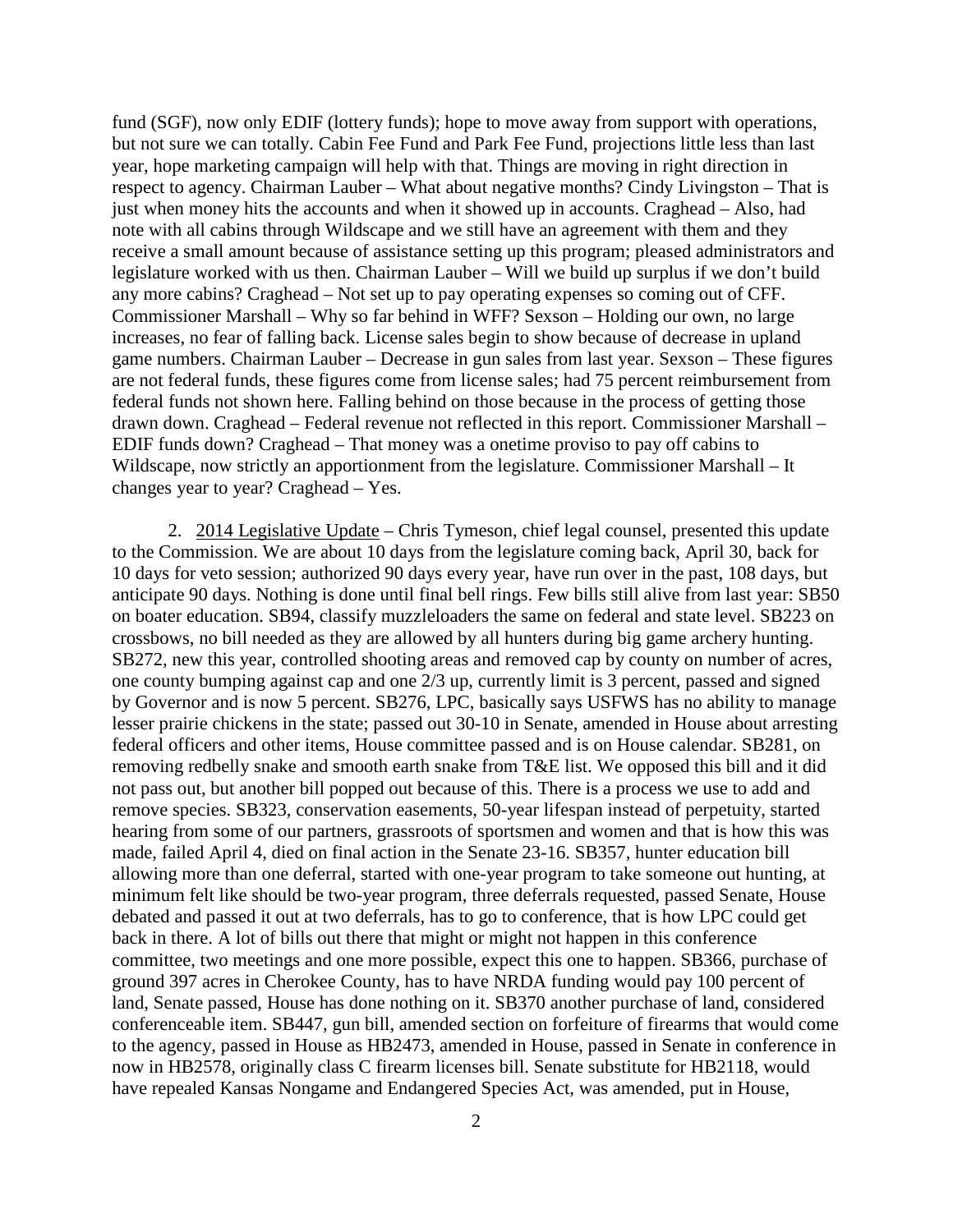fund (SGF), now only EDIF (lottery funds); hope to move away from support with operations, but not sure we can totally. Cabin Fee Fund and Park Fee Fund, projections little less than last year, hope marketing campaign will help with that. Things are moving in right direction in respect to agency. Chairman Lauber – What about negative months? Cindy Livingston – That is just when money hits the accounts and when it showed up in accounts. Craghead – Also, had note with all cabins through Wildscape and we still have an agreement with them and they receive a small amount because of assistance setting up this program; pleased administrators and legislature worked with us then. Chairman Lauber – Will we build up surplus if we don't build any more cabins? Craghead – Not set up to pay operating expenses so coming out of CFF. Commissioner Marshall – Why so far behind in WFF? Sexson – Holding our own, no large increases, no fear of falling back. License sales begin to show because of decrease in upland game numbers. Chairman Lauber – Decrease in gun sales from last year. Sexson – These figures are not federal funds, these figures come from license sales; had 75 percent reimbursement from federal funds not shown here. Falling behind on those because in the process of getting those drawn down. Craghead – Federal revenue not reflected in this report. Commissioner Marshall – EDIF funds down? Craghead – That money was a onetime proviso to pay off cabins to Wildscape, now strictly an apportionment from the legislature. Commissioner Marshall – It changes year to year? Craghead – Yes.

2. <u>2014 Legislative Update</u> – Chris Tymeson, chief legal counsel, presented this update to the Commission. We are about 10 days from the legislature coming back, April 30, back for 10 days for veto session; authorized 90 days every year, have run over in the past, 108 days, but anticipate 90 days. Nothing is done until final bell rings. Few bills still alive from last year: SB50 on boater education. SB94, classify muzzleloaders the same on federal and state level. SB223 on crossbows, no bill needed as they are allowed by all hunters during big game archery hunting. SB272, new this year, controlled shooting areas and removed cap by county on number of acres, one county bumping against cap and one 2/3 up, currently limit is 3 percent, passed and signed by Governor and is now 5 percent. SB276, LPC, basically says USFWS has no ability to manage lesser prairie chickens in the state; passed out 30-10 in Senate, amended in House about arresting federal officers and other items, House committee passed and is on House calendar. SB281, on removing redbelly snake and smooth earth snake from T&E list. We opposed this bill and it did not pass out, but another bill popped out because of this. There is a process we use to add and remove species. SB323, conservation easements, 50-year lifespan instead of perpetuity, started hearing from some of our partners, grassroots of sportsmen and women and that is how this was made, failed April 4, died on final action in the Senate 23-16. SB357, hunter education bill allowing more than one deferral, started with one-year program to take someone out hunting, at minimum felt like should be two-year program, three deferrals requested, passed Senate, House debated and passed it out at two deferrals, has to go to conference, that is how LPC could get back in there. A lot of bills out there that might or might not happen in this conference committee, two meetings and one more possible, expect this one to happen. SB366, purchase of ground 397 acres in Cherokee County, has to have NRDA funding would pay 100 percent of land, Senate passed, House has done nothing on it. SB370 another purchase of land, considered conferenceable item. SB447, gun bill, amended section on forfeiture of firearms that would come to the agency, passed in House as HB2473, amended in House, passed in Senate in conference in now in HB2578, originally class C firearm licenses bill. Senate substitute for HB2118, would have repealed Kansas Nongame and Endangered Species Act, was amended, put in House,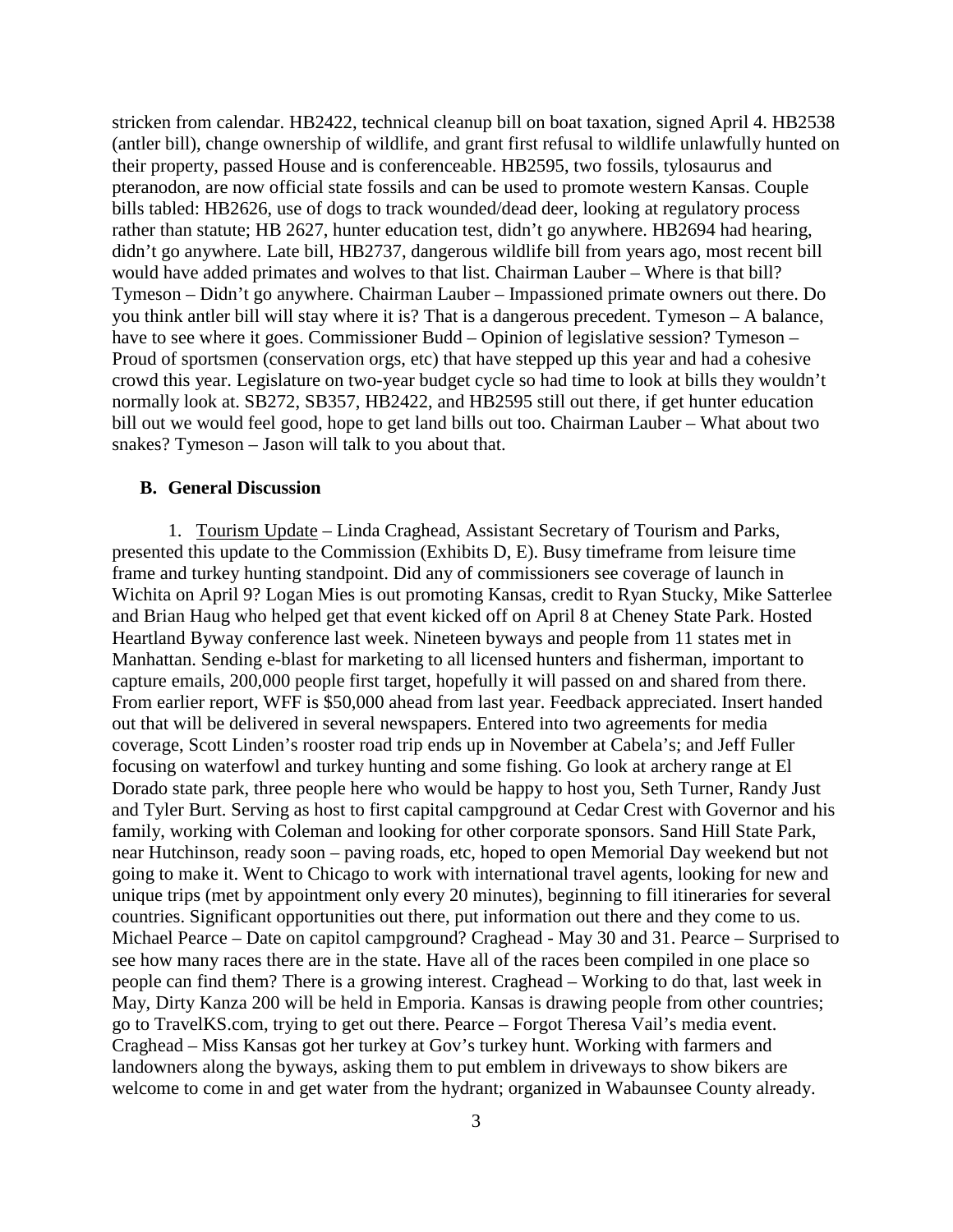stricken from calendar. HB2422, technical cleanup bill on boat taxation, signed April 4. HB2538 (antler bill), change ownership of wildlife, and grant first refusal to wildlife unlawfully hunted on their property, passed House and is conferenceable. HB2595, two fossils, tylosaurus and pteranodon, are now official state fossils and can be used to promote western Kansas. Couple bills tabled: HB2626, use of dogs to track wounded/dead deer, looking at regulatory process rather than statute; HB 2627, hunter education test, didn't go anywhere. HB2694 had hearing, didn't go anywhere. Late bill, HB2737, dangerous wildlife bill from years ago, most recent bill would have added primates and wolves to that list. Chairman Lauber – Where is that bill? Tymeson – Didn't go anywhere. Chairman Lauber – Impassioned primate owners out there. Do you think antler bill will stay where it is? That is a dangerous precedent. Tymeson – A balance, have to see where it goes. Commissioner Budd – Opinion of legislative session? Tymeson – Proud of sportsmen (conservation orgs, etc) that have stepped up this year and had a cohesive crowd this year. Legislature on two-year budget cycle so had time to look at bills they wouldn't normally look at. SB272, SB357, HB2422, and HB2595 still out there, if get hunter education bill out we would feel good, hope to get land bills out too. Chairman Lauber – What about two snakes? Tymeson – Jason will talk to you about that.

### B. General Discussion

1. Tourism Update – Linda Craghead, Assistant Secretary of Tourism and Parks, presented this update to the Commission (Exhibits D, E). Busy timeframe from leisure time frame and turkey hunting standpoint. Did any of commissioners see coverage of launch in Wichita on April 9? Logan Mies is out promoting Kansas, credit to Ryan Stucky, Mike Satterlee and Brian Haug who helped get that event kicked off on April 8 at Cheney State Park. Hosted Heartland Byway conference last week. Nineteen byways and people from 11 states met in Manhattan. Sending e-blast for marketing to all licensed hunters and fisherman, important to capture emails, 200,000 people first target, hopefully it will passed on and shared from there. From earlier report, WFF is $50,000 ahead from last year. Feedback appreciated. Insert handed out that will be delivered in several newspapers. Entered into two agreements for media coverage, Scott Linden's rooster road trip ends up in November at Cabela's; and Jeff Fuller focusing on waterfowl and turkey hunting and some fishing. Go look at archery range at El Dorado state park, three people here who would be happy to host you, Seth Turner, Randy Just and Tyler Burt. Serving as host to first capital campground at Cedar Crest with Governor and his family, working with Coleman and looking for other corporate sponsors. Sand Hill State Park, near Hutchinson, ready soon – paving roads, etc, hoped to open Memorial Day weekend but not going to make it. Went to Chicago to work with international travel agents, looking for new and unique trips (met by appointment only every 20 minutes), beginning to fill itineraries for several countries. Significant opportunities out there, put information out there and they come to us. Michael Pearce – Date on capitol campground? Craghead - May 30 and 31. Pearce – Surprised to see how many races there are in the state. Have all of the races been compiled in one place so people can find them? There is a growing interest. Craghead – Working to do that, last week in May, Dirty Kanza 200 will be held in Emporia. Kansas is drawing people from other countries; go to TravelKS.com, trying to get out there. Pearce – Forgot Theresa Vail's media event. Craghead – Miss Kansas got her turkey at Gov's turkey hunt. Working with farmers and landowners along the byways, asking them to put emblem in driveways to show bikers are welcome to come in and get water from the hydrant; organized in Wabaunsee County already.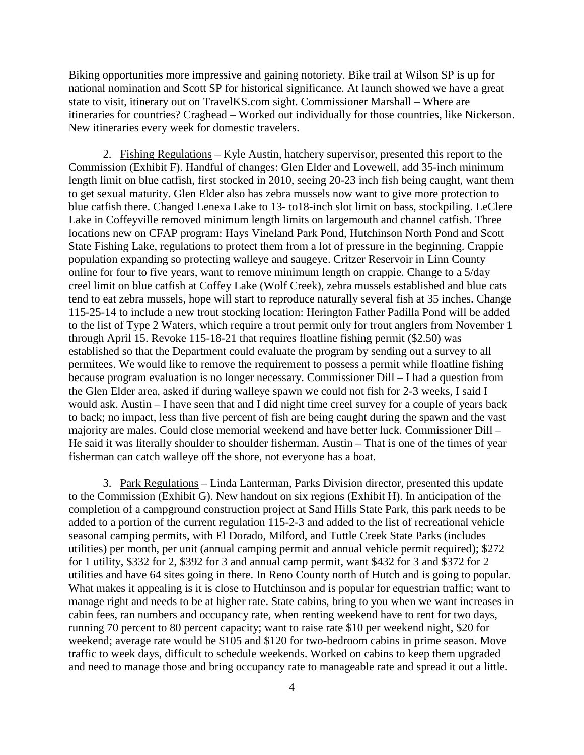Biking opportunities more impressive and gaining notoriety. Bike trail at Wilson SP is up for national nomination and Scott SP for historical significance. At launch showed we have a great state to visit, itinerary out on TravelKS.com sight. Commissioner Marshall – Where are itineraries for countries? Craghead – Worked out individually for those countries, like Nickerson. New itineraries every week for domestic travelers.

2. Fishing Regulations – Kyle Austin, hatchery supervisor, presented this report to the Commission (Exhibit F). Handful of changes: Glen Elder and Lovewell, add 35-inch minimum length limit on blue catfish, first stocked in 2010, seeing 20-23 inch fish being caught, want them to get sexual maturity. Glen Elder also has zebra mussels now want to give more protection to blue catfish there. Changed Lenexa Lake to 13- to18-inch slot limit on bass, stockpiling. LeClere Lake in Coffeyville removed minimum length limits on largemouth and channel catfish. Three locations new on CFAP program: Hays Vineland Park Pond, Hutchinson North Pond and Scott State Fishing Lake, regulations to protect them from a lot of pressure in the beginning. Crappie population expanding so protecting walleye and saugeye. Critzer Reservoir in Linn County online for four to five years, want to remove minimum length on crappie. Change to a 5/day creel limit on blue catfish at Coffey Lake (Wolf Creek), zebra mussels established and blue cats tend to eat zebra mussels, hope will start to reproduce naturally several fish at 35 inches. Change 115-25-14 to include a new trout stocking location: Herington Father Padilla Pond will be added to the list of Type 2 Waters, which require a trout permit only for trout anglers from November 1 through April 15. Revoke 115-18-21 that requires floatline fishing permit ($2.50) was established so that the Department could evaluate the program by sending out a survey to all permitees. We would like to remove the requirement to possess a permit while floatline fishing because program evaluation is no longer necessary. Commissioner Dill – I had a question from the Glen Elder area, asked if during walleye spawn we could not fish for 2-3 weeks, I said I would ask. Austin – I have seen that and I did night time creel survey for a couple of years back to back; no impact, less than five percent of fish are being caught during the spawn and the vast majority are males. Could close memorial weekend and have better luck. Commissioner Dill – He said it was literally shoulder to shoulder fisherman. Austin – That is one of the times of year fisherman can catch walleye off the shore, not everyone has a boat.

3. Park Regulations – Linda Lanterman, Parks Division director, presented this update to the Commission (Exhibit G). New handout on six regions (Exhibit H). In anticipation of the completion of a campground construction project at Sand Hills State Park, this park needs to be added to a portion of the current regulation 115-2-3 and added to the list of recreational vehicle seasonal camping permits, with El Dorado, Milford, and Tuttle Creek State Parks (includes utilities) per month, per unit (annual camping permit and annual vehicle permit required); $272 for 1 utility, $332 for 2, $392 for 3 and annual camp permit, want $432 for 3 and $372 for 2 utilities and have 64 sites going in there. In Reno County north of Hutch and is going to popular. What makes it appealing is it is close to Hutchinson and is popular for equestrian traffic; want to manage right and needs to be at higher rate. State cabins, bring to you when we want increases in cabin fees, ran numbers and occupancy rate, when renting weekend have to rent for two days, running 70 percent to 80 percent capacity; want to raise rate $10 per weekend night, $20 for weekend; average rate would be $105 and $120 for two-bedroom cabins in prime season. Move traffic to week days, difficult to schedule weekends. Worked on cabins to keep them upgraded and need to manage those and bring occupancy rate to manageable rate and spread it out a little.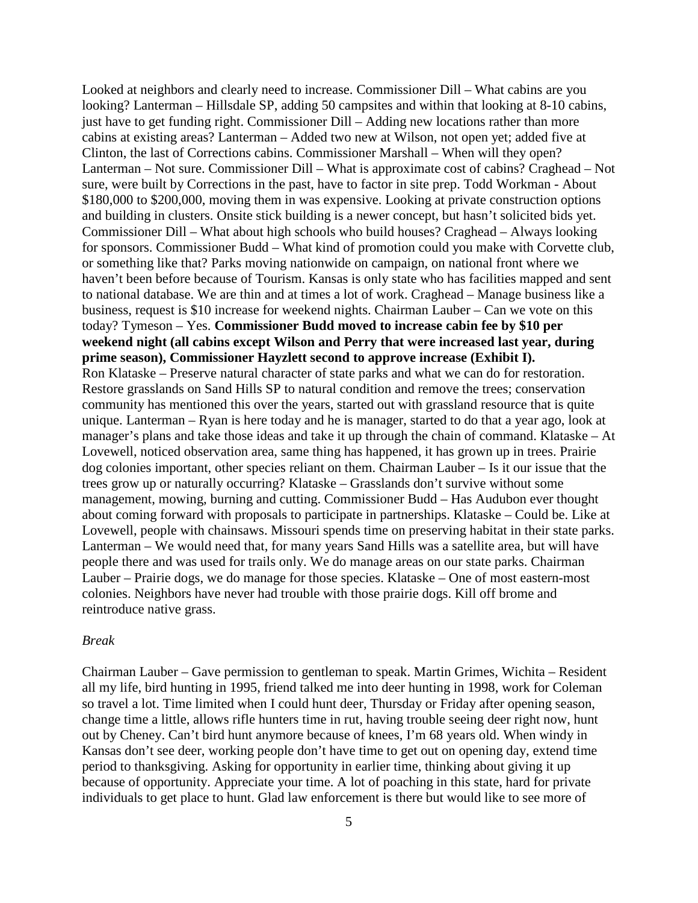Looked at neighbors and clearly need to increase. Commissioner Dill – What cabins are you looking? Lanterman – Hillsdale SP, adding 50 campsites and within that looking at 8-10 cabins, just have to get funding right. Commissioner Dill – Adding new locations rather than more cabins at existing areas? Lanterman – Added two new at Wilson, not open yet; added five at Clinton, the last of Corrections cabins. Commissioner Marshall – When will they open? Lanterman – Not sure. Commissioner Dill – What is approximate cost of cabins? Craghead – Not sure, were built by Corrections in the past, have to factor in site prep. Todd Workman - About $180,000 to $200,000, moving them in was expensive. Looking at private construction options and building in clusters. Onsite stick building is a newer concept, but hasn't solicited bids yet. Commissioner Dill – What about high schools who build houses? Craghead – Always looking for sponsors. Commissioner Budd – What kind of promotion could you make with Corvette club, or something like that? Parks moving nationwide on campaign, on national front where we haven't been before because of Tourism. Kansas is only state who has facilities mapped and sent to national database. We are thin and at times a lot of work. Craghead – Manage business like a business, request is $10 increase for weekend nights. Chairman Lauber – Can we vote on this today? Tymeson – Yes. **Commissioner Budd moved to increase cabin fee by $10 per weekend night (all cabins except Wilson and Perry that were increased last year, during prime season), Commissioner Hayzlett second to approve increase (Exhibit I).**

Ron Klataske – Preserve natural character of state parks and what we can do for restoration. Restore grasslands on Sand Hills SP to natural condition and remove the trees; conservation community has mentioned this over the years, started out with grassland resource that is quite unique. Lanterman – Ryan is here today and he is manager, started to do that a year ago, look at manager's plans and take those ideas and take it up through the chain of command. Klataske – At Lovewell, noticed observation area, same thing has happened, it has grown up in trees. Prairie dog colonies important, other species reliant on them. Chairman Lauber – Is it our issue that the trees grow up or naturally occurring? Klataske – Grasslands don't survive without some management, mowing, burning and cutting. Commissioner Budd – Has Audubon ever thought about coming forward with proposals to participate in partnerships. Klataske – Could be. Like at Lovewell, people with chainsaws. Missouri spends time on preserving habitat in their state parks. Lanterman – We would need that, for many years Sand Hills was a satellite area, but will have people there and was used for trails only. We do manage areas on our state parks. Chairman Lauber – Prairie dogs, we do manage for those species. Klataske – One of most eastern-most colonies. Neighbors have never had trouble with those prairie dogs. Kill off brome and reintroduce native grass.

*Break*

Chairman Lauber – Gave permission to gentleman to speak. Martin Grimes, Wichita – Resident all my life, bird hunting in 1995, friend talked me into deer hunting in 1998, work for Coleman so travel a lot. Time limited when I could hunt deer, Thursday or Friday after opening season, change time a little, allows rifle hunters time in rut, having trouble seeing deer right now, hunt out by Cheney. Can't bird hunt anymore because of knees, I'm 68 years old. When windy in Kansas don't see deer, working people don't have time to get out on opening day, extend time period to thanksgiving. Asking for opportunity in earlier time, thinking about giving it up because of opportunity. Appreciate your time. A lot of poaching in this state, hard for private individuals to get place to hunt. Glad law enforcement is there but would like to see more of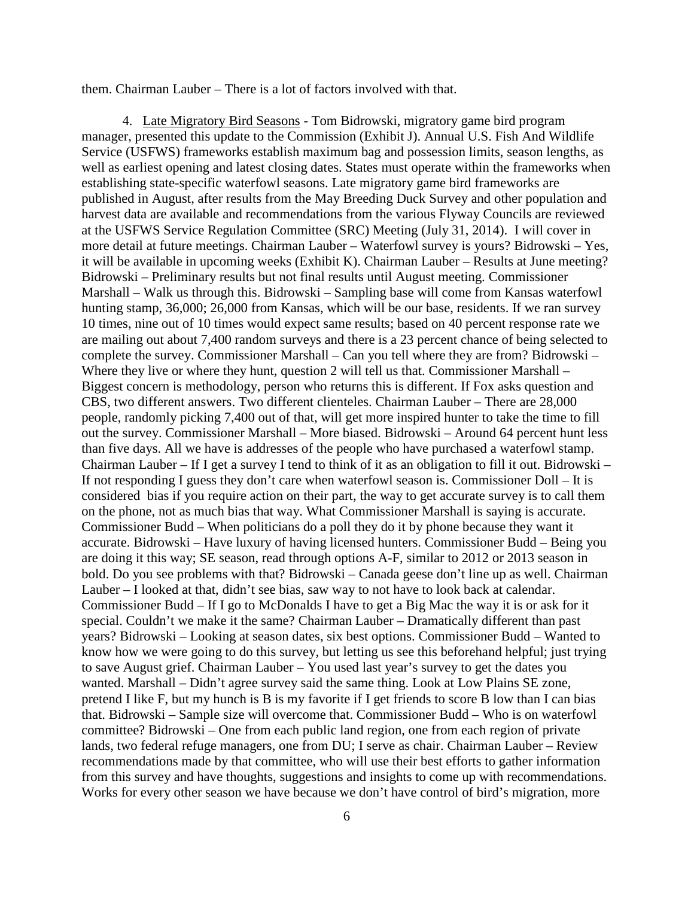them. Chairman Lauber – There is a lot of factors involved with that.

4. Late Migratory Bird Seasons - Tom Bidrowski, migratory game bird program manager, presented this update to the Commission (Exhibit J). Annual U.S. Fish And Wildlife Service (USFWS) frameworks establish maximum bag and possession limits, season lengths, as well as earliest opening and latest closing dates. States must operate within the frameworks when establishing state-specific waterfowl seasons. Late migratory game bird frameworks are published in August, after results from the May Breeding Duck Survey and other population and harvest data are available and recommendations from the various Flyway Councils are reviewed at the USFWS Service Regulation Committee (SRC) Meeting (July 31, 2014). I will cover in more detail at future meetings. Chairman Lauber – Waterfowl survey is yours? Bidrowski – Yes, it will be available in upcoming weeks (Exhibit K). Chairman Lauber – Results at June meeting? Bidrowski – Preliminary results but not final results until August meeting. Commissioner Marshall – Walk us through this. Bidrowski – Sampling base will come from Kansas waterfowl hunting stamp, 36,000; 26,000 from Kansas, which will be our base, residents. If we ran survey 10 times, nine out of 10 times would expect same results; based on 40 percent response rate we are mailing out about 7,400 random surveys and there is a 23 percent chance of being selected to complete the survey. Commissioner Marshall – Can you tell where they are from? Bidrowski – Where they live or where they hunt, question 2 will tell us that. Commissioner Marshall – Biggest concern is methodology, person who returns this is different. If Fox asks question and CBS, two different answers. Two different clienteles. Chairman Lauber – There are 28,000 people, randomly picking 7,400 out of that, will get more inspired hunter to take the time to fill out the survey. Commissioner Marshall – More biased. Bidrowski – Around 64 percent hunt less than five days. All we have is addresses of the people who have purchased a waterfowl stamp. Chairman Lauber – If I get a survey I tend to think of it as an obligation to fill it out. Bidrowski – If not responding I guess they don't care when waterfowl season is. Commissioner Doll – It is considered bias if you require action on their part, the way to get accurate survey is to call them on the phone, not as much bias that way. What Commissioner Marshall is saying is accurate. Commissioner Budd – When politicians do a poll they do it by phone because they want it accurate. Bidrowski – Have luxury of having licensed hunters. Commissioner Budd – Being you are doing it this way; SE season, read through options A-F, similar to 2012 or 2013 season in bold. Do you see problems with that? Bidrowski – Canada geese don't line up as well. Chairman Lauber – I looked at that, didn't see bias, saw way to not have to look back at calendar. Commissioner Budd – If I go to McDonalds I have to get a Big Mac the way it is or ask for it special. Couldn't we make it the same? Chairman Lauber – Dramatically different than past years? Bidrowski – Looking at season dates, six best options. Commissioner Budd – Wanted to know how we were going to do this survey, but letting us see this beforehand helpful; just trying to save August grief. Chairman Lauber – You used last year's survey to get the dates you wanted. Marshall – Didn't agree survey said the same thing. Look at Low Plains SE zone, pretend I like F, but my hunch is B is my favorite if I get friends to score B low than I can bias that. Bidrowski – Sample size will overcome that. Commissioner Budd – Who is on waterfowl committee? Bidrowski – One from each public land region, one from each region of private lands, two federal refuge managers, one from DU; I serve as chair. Chairman Lauber – Review recommendations made by that committee, who will use their best efforts to gather information from this survey and have thoughts, suggestions and insights to come up with recommendations. Works for every other season we have because we don't have control of bird's migration, more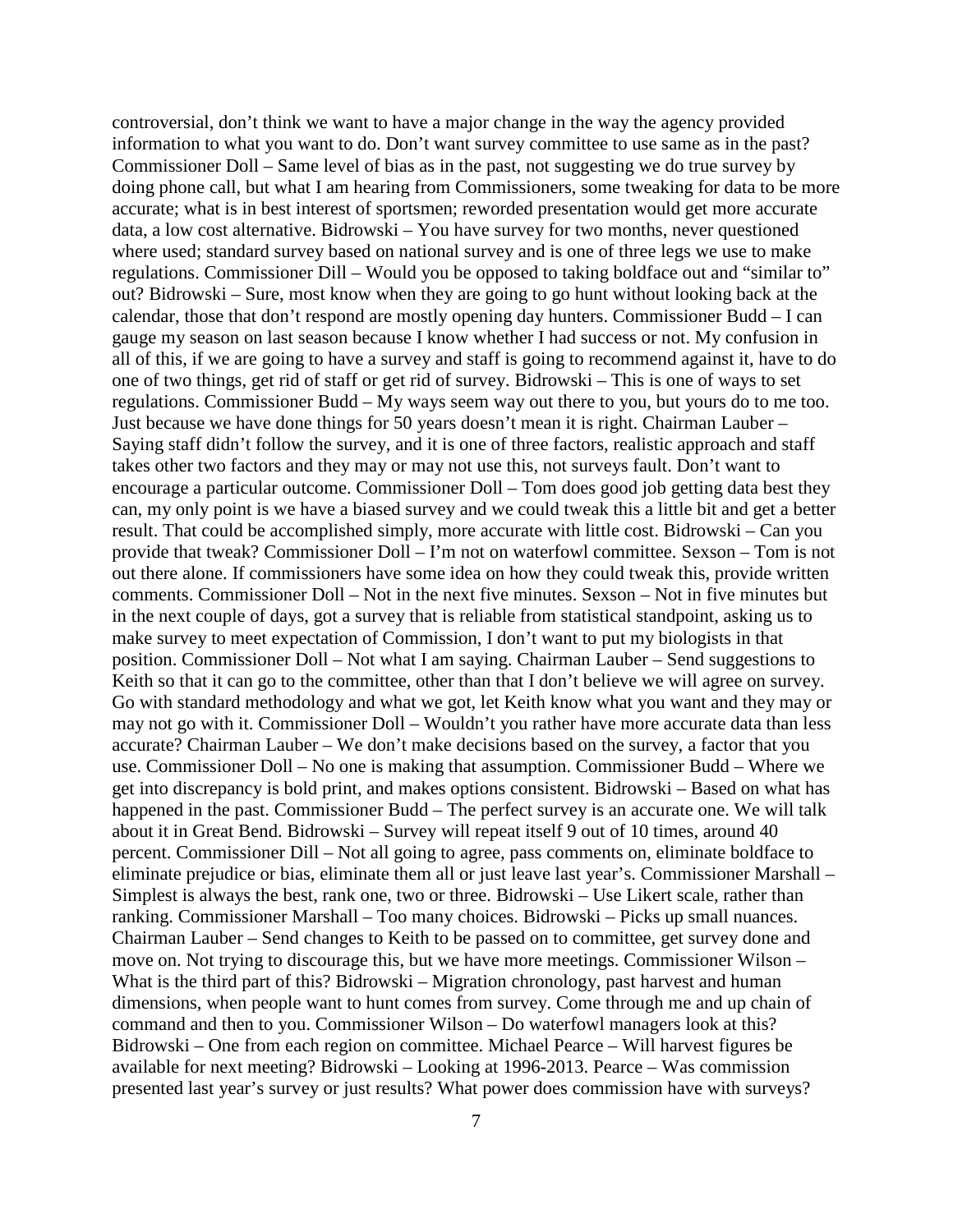controversial, don't think we want to have a major change in the way the agency provided information to what you want to do. Don't want survey committee to use same as in the past? Commissioner Doll – Same level of bias as in the past, not suggesting we do true survey by doing phone call, but what I am hearing from Commissioners, some tweaking for data to be more accurate; what is in best interest of sportsmen; reworded presentation would get more accurate data, a low cost alternative. Bidrowski – You have survey for two months, never questioned where used; standard survey based on national survey and is one of three legs we use to make regulations. Commissioner Dill – Would you be opposed to taking boldface out and "similar to" out? Bidrowski – Sure, most know when they are going to go hunt without looking back at the calendar, those that don't respond are mostly opening day hunters. Commissioner Budd – I can gauge my season on last season because I know whether I had success or not. My confusion in all of this, if we are going to have a survey and staff is going to recommend against it, have to do one of two things, get rid of staff or get rid of survey. Bidrowski – This is one of ways to set regulations. Commissioner Budd – My ways seem way out there to you, but yours do to me too. Just because we have done things for 50 years doesn't mean it is right. Chairman Lauber – Saying staff didn't follow the survey, and it is one of three factors, realistic approach and staff takes other two factors and they may or may not use this, not surveys fault. Don't want to encourage a particular outcome. Commissioner Doll – Tom does good job getting data best they can, my only point is we have a biased survey and we could tweak this a little bit and get a better result. That could be accomplished simply, more accurate with little cost. Bidrowski – Can you provide that tweak? Commissioner Doll – I'm not on waterfowl committee. Sexson – Tom is not out there alone. If commissioners have some idea on how they could tweak this, provide written comments. Commissioner Doll – Not in the next five minutes. Sexson – Not in five minutes but in the next couple of days, got a survey that is reliable from statistical standpoint, asking us to make survey to meet expectation of Commission, I don't want to put my biologists in that position. Commissioner Doll – Not what I am saying. Chairman Lauber – Send suggestions to Keith so that it can go to the committee, other than that I don't believe we will agree on survey. Go with standard methodology and what we got, let Keith know what you want and they may or may not go with it. Commissioner Doll – Wouldn't you rather have more accurate data than less accurate? Chairman Lauber – We don't make decisions based on the survey, a factor that you use. Commissioner Doll – No one is making that assumption. Commissioner Budd – Where we get into discrepancy is bold print, and makes options consistent. Bidrowski – Based on what has happened in the past. Commissioner Budd – The perfect survey is an accurate one. We will talk about it in Great Bend. Bidrowski – Survey will repeat itself 9 out of 10 times, around 40 percent. Commissioner Dill – Not all going to agree, pass comments on, eliminate boldface to eliminate prejudice or bias, eliminate them all or just leave last year's. Commissioner Marshall – Simplest is always the best, rank one, two or three. Bidrowski – Use Likert scale, rather than ranking. Commissioner Marshall – Too many choices. Bidrowski – Picks up small nuances. Chairman Lauber – Send changes to Keith to be passed on to committee, get survey done and move on. Not trying to discourage this, but we have more meetings. Commissioner Wilson – What is the third part of this? Bidrowski – Migration chronology, past harvest and human dimensions, when people want to hunt comes from survey. Come through me and up chain of command and then to you. Commissioner Wilson – Do waterfowl managers look at this? Bidrowski – One from each region on committee. Michael Pearce – Will harvest figures be available for next meeting? Bidrowski – Looking at 1996-2013. Pearce – Was commission presented last year's survey or just results? What power does commission have with surveys?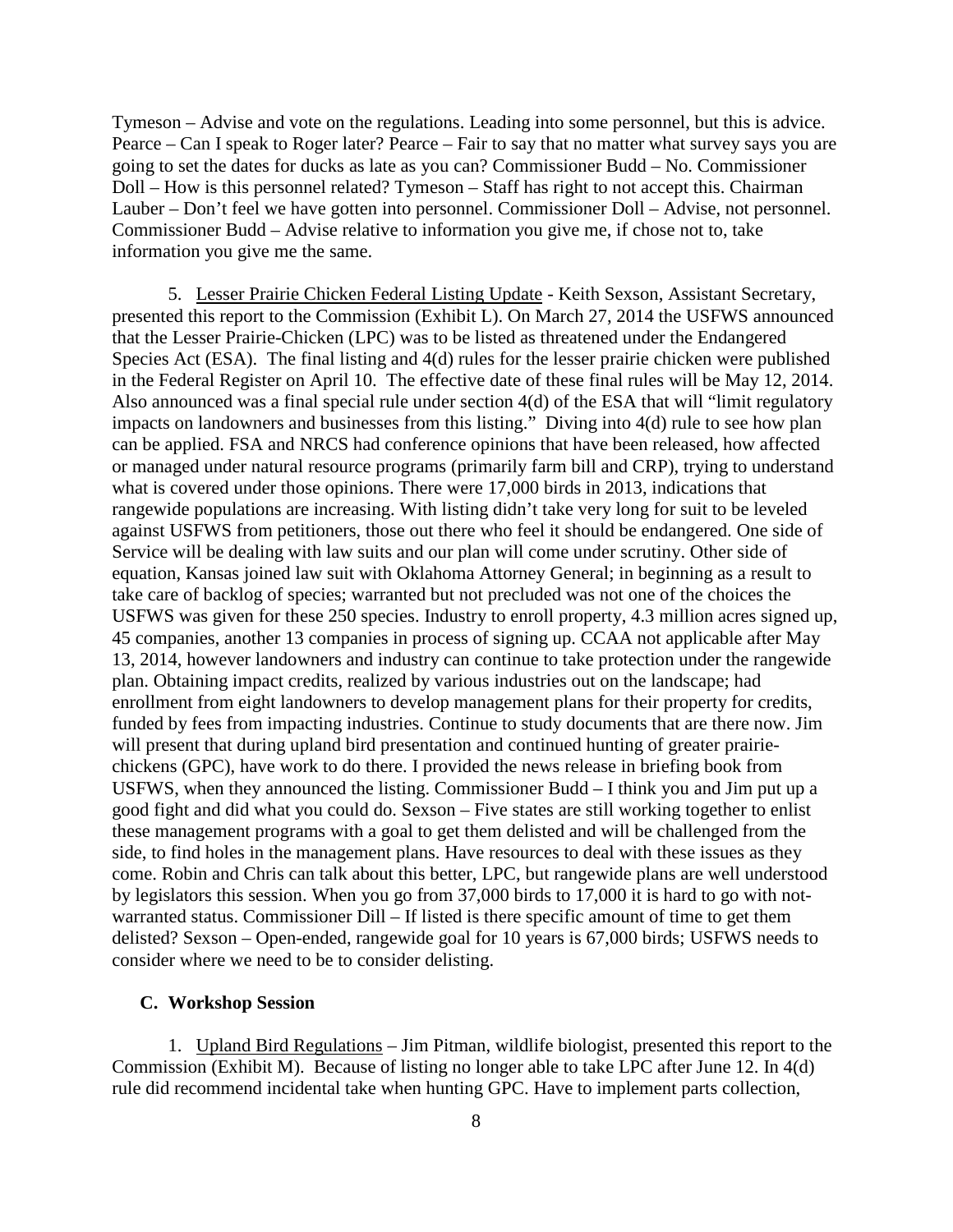Tymeson – Advise and vote on the regulations. Leading into some personnel, but this is advice. Pearce – Can I speak to Roger later? Pearce – Fair to say that no matter what survey says you are going to set the dates for ducks as late as you can? Commissioner Budd – No. Commissioner Doll – How is this personnel related? Tymeson – Staff has right to not accept this. Chairman Lauber – Don't feel we have gotten into personnel. Commissioner Doll – Advise, not personnel. Commissioner Budd – Advise relative to information you give me, if chose not to, take information you give me the same.

5. Lesser Prairie Chicken Federal Listing Update - Keith Sexson, Assistant Secretary, presented this report to the Commission (Exhibit L). On March 27, 2014 the USFWS announced that the Lesser Prairie-Chicken (LPC) was to be listed as threatened under the Endangered Species Act (ESA). The final listing and 4(d) rules for the lesser prairie chicken were published in the Federal Register on April 10. The effective date of these final rules will be May 12, 2014. Also announced was a final special rule under section 4(d) of the ESA that will "limit regulatory impacts on landowners and businesses from this listing." Diving into 4(d) rule to see how plan can be applied. FSA and NRCS had conference opinions that have been released, how affected or managed under natural resource programs (primarily farm bill and CRP), trying to understand what is covered under those opinions. There were 17,000 birds in 2013, indications that rangewide populations are increasing. With listing didn't take very long for suit to be leveled against USFWS from petitioners, those out there who feel it should be endangered. One side of Service will be dealing with law suits and our plan will come under scrutiny. Other side of equation, Kansas joined law suit with Oklahoma Attorney General; in beginning as a result to take care of backlog of species; warranted but not precluded was not one of the choices the USFWS was given for these 250 species. Industry to enroll property, 4.3 million acres signed up, 45 companies, another 13 companies in process of signing up. CCAA not applicable after May 13, 2014, however landowners and industry can continue to take protection under the rangewide plan. Obtaining impact credits, realized by various industries out on the landscape; had enrollment from eight landowners to develop management plans for their property for credits, funded by fees from impacting industries. Continue to study documents that are there now. Jim will present that during upland bird presentation and continued hunting of greater prairie-chickens (GPC), have work to do there. I provided the news release in briefing book from USFWS, when they announced the listing. Commissioner Budd – I think you and Jim put up a good fight and did what you could do. Sexson – Five states are still working together to enlist these management programs with a goal to get them delisted and will be challenged from the side, to find holes in the management plans. Have resources to deal with these issues as they come. Robin and Chris can talk about this better, LPC, but rangewide plans are well understood by legislators this session. When you go from 37,000 birds to 17,000 it is hard to go with not-warranted status. Commissioner Dill – If listed is there specific amount of time to get them delisted? Sexson – Open-ended, rangewide goal for 10 years is 67,000 birds; USFWS needs to consider where we need to be to consider delisting.

### C. Workshop Session

1. Upland Bird Regulations – Jim Pitman, wildlife biologist, presented this report to the Commission (Exhibit M). Because of listing no longer able to take LPC after June 12. In 4(d) rule did recommend incidental take when hunting GPC. Have to implement parts collection,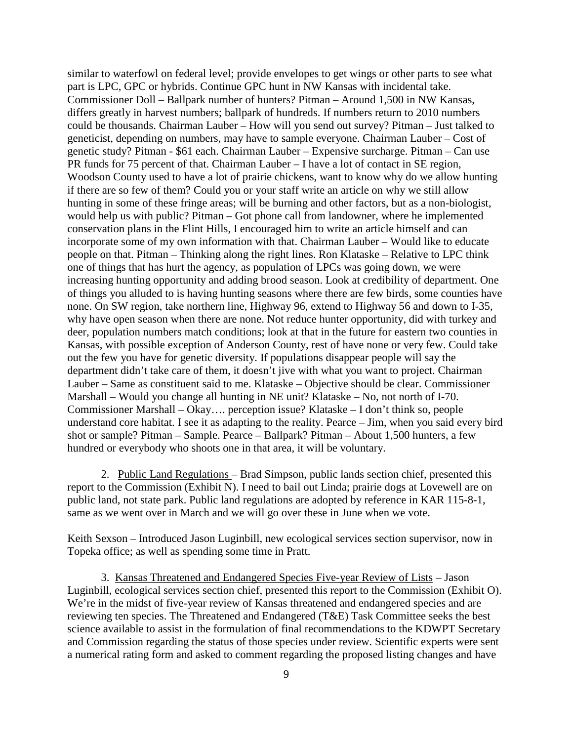similar to waterfowl on federal level; provide envelopes to get wings or other parts to see what part is LPC, GPC or hybrids. Continue GPC hunt in NW Kansas with incidental take. Commissioner Doll – Ballpark number of hunters? Pitman – Around 1,500 in NW Kansas, differs greatly in harvest numbers; ballpark of hundreds. If numbers return to 2010 numbers could be thousands. Chairman Lauber – How will you send out survey? Pitman – Just talked to geneticist, depending on numbers, may have to sample everyone. Chairman Lauber – Cost of genetic study? Pitman - $61 each. Chairman Lauber – Expensive surcharge. Pitman – Can use PR funds for 75 percent of that. Chairman Lauber – I have a lot of contact in SE region, Woodson County used to have a lot of prairie chickens, want to know why do we allow hunting if there are so few of them? Could you or your staff write an article on why we still allow hunting in some of these fringe areas; will be burning and other factors, but as a non-biologist, would help us with public? Pitman – Got phone call from landowner, where he implemented conservation plans in the Flint Hills, I encouraged him to write an article himself and can incorporate some of my own information with that. Chairman Lauber – Would like to educate people on that. Pitman – Thinking along the right lines. Ron Klataske – Relative to LPC think one of things that has hurt the agency, as population of LPCs was going down, we were increasing hunting opportunity and adding brood season. Look at credibility of department. One of things you alluded to is having hunting seasons where there are few birds, some counties have none. On SW region, take northern line, Highway 96, extend to Highway 56 and down to I-35, why have open season when there are none. Not reduce hunter opportunity, did with turkey and deer, population numbers match conditions; look at that in the future for eastern two counties in Kansas, with possible exception of Anderson County, rest of have none or very few. Could take out the few you have for genetic diversity. If populations disappear people will say the department didn't take care of them, it doesn't jive with what you want to project. Chairman Lauber – Same as constituent said to me. Klataske – Objective should be clear. Commissioner Marshall – Would you change all hunting in NE unit? Klataske – No, not north of I-70. Commissioner Marshall – Okay…. perception issue? Klataske – I don't think so, people understand core habitat. I see it as adapting to the reality. Pearce – Jim, when you said every bird shot or sample? Pitman – Sample. Pearce – Ballpark? Pitman – About 1,500 hunters, a few hundred or everybody who shoots one in that area, it will be voluntary.

2. Public Land Regulations – Brad Simpson, public lands section chief, presented this report to the Commission (Exhibit N). I need to bail out Linda; prairie dogs at Lovewell are on public land, not state park. Public land regulations are adopted by reference in KAR 115-8-1, same as we went over in March and we will go over these in June when we vote.

Keith Sexson – Introduced Jason Luginbill, new ecological services section supervisor, now in Topeka office; as well as spending some time in Pratt.

3. Kansas Threatened and Endangered Species Five-year Review of Lists – Jason Luginbill, ecological services section chief, presented this report to the Commission (Exhibit O). We're in the midst of five-year review of Kansas threatened and endangered species and are reviewing ten species. The Threatened and Endangered (T&E) Task Committee seeks the best science available to assist in the formulation of final recommendations to the KDWPT Secretary and Commission regarding the status of those species under review. Scientific experts were sent a numerical rating form and asked to comment regarding the proposed listing changes and have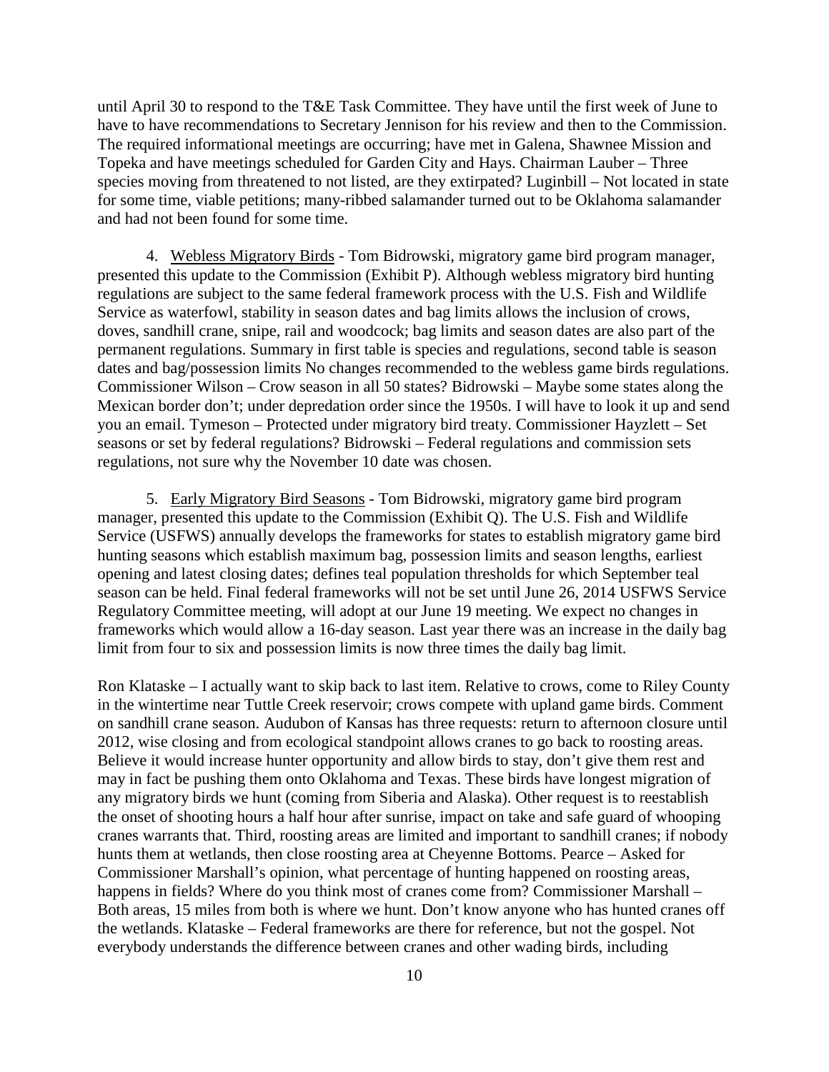until April 30 to respond to the T&E Task Committee. They have until the first week of June to have to have recommendations to Secretary Jennison for his review and then to the Commission. The required informational meetings are occurring; have met in Galena, Shawnee Mission and Topeka and have meetings scheduled for Garden City and Hays. Chairman Lauber – Three species moving from threatened to not listed, are they extirpated? Luginbill – Not located in state for some time, viable petitions; many-ribbed salamander turned out to be Oklahoma salamander and had not been found for some time.

4. <u>Webless Migratory Birds</u> - Tom Bidrowski, migratory game bird program manager, presented this update to the Commission (Exhibit P). Although webless migratory bird hunting regulations are subject to the same federal framework process with the U.S. Fish and Wildlife Service as waterfowl, stability in season dates and bag limits allows the inclusion of crows, doves, sandhill crane, snipe, rail and woodcock; bag limits and season dates are also part of the permanent regulations. Summary in first table is species and regulations, second table is season dates and bag/possession limits No changes recommended to the webless game birds regulations. Commissioner Wilson – Crow season in all 50 states? Bidrowski – Maybe some states along the Mexican border don't; under depredation order since the 1950s. I will have to look it up and send you an email. Tymeson – Protected under migratory bird treaty. Commissioner Hayzlett – Set seasons or set by federal regulations? Bidrowski – Federal regulations and commission sets regulations, not sure why the November 10 date was chosen.

5. <u>Early Migratory Bird Seasons</u> - Tom Bidrowski, migratory game bird program manager, presented this update to the Commission (Exhibit Q). The U.S. Fish and Wildlife Service (USFWS) annually develops the frameworks for states to establish migratory game bird hunting seasons which establish maximum bag, possession limits and season lengths, earliest opening and latest closing dates; defines teal population thresholds for which September teal season can be held. Final federal frameworks will not be set until June 26, 2014 USFWS Service Regulatory Committee meeting, will adopt at our June 19 meeting. We expect no changes in frameworks which would allow a 16-day season. Last year there was an increase in the daily bag limit from four to six and possession limits is now three times the daily bag limit.

Ron Klataske – I actually want to skip back to last item. Relative to crows, come to Riley County in the wintertime near Tuttle Creek reservoir; crows compete with upland game birds. Comment on sandhill crane season. Audubon of Kansas has three requests: return to afternoon closure until 2012, wise closing and from ecological standpoint allows cranes to go back to roosting areas. Believe it would increase hunter opportunity and allow birds to stay, don't give them rest and may in fact be pushing them onto Oklahoma and Texas. These birds have longest migration of any migratory birds we hunt (coming from Siberia and Alaska). Other request is to reestablish the onset of shooting hours a half hour after sunrise, impact on take and safe guard of whooping cranes warrants that. Third, roosting areas are limited and important to sandhill cranes; if nobody hunts them at wetlands, then close roosting area at Cheyenne Bottoms. Pearce – Asked for Commissioner Marshall's opinion, what percentage of hunting happened on roosting areas, happens in fields? Where do you think most of cranes come from? Commissioner Marshall – Both areas, 15 miles from both is where we hunt. Don't know anyone who has hunted cranes off the wetlands. Klataske – Federal frameworks are there for reference, but not the gospel. Not everybody understands the difference between cranes and other wading birds, including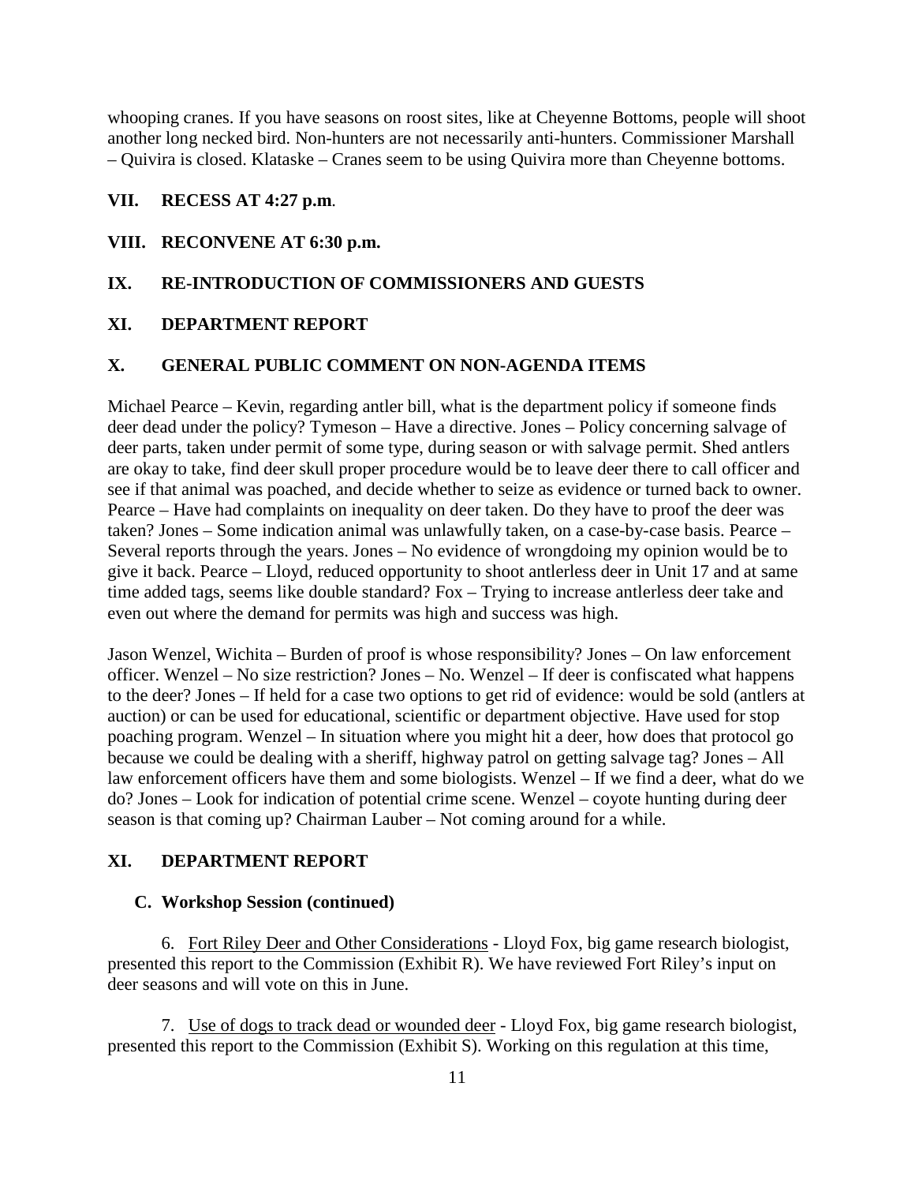whooping cranes. If you have seasons on roost sites, like at Cheyenne Bottoms, people will shoot another long necked bird. Non-hunters are not necessarily anti-hunters. Commissioner Marshall – Quivira is closed. Klataske – Cranes seem to be using Quivira more than Cheyenne bottoms.

## VII. RECESS AT 4:27 p.m.

## VIII. RECONVENE AT 6:30 p.m.

## IX. RE-INTRODUCTION OF COMMISSIONERS AND GUESTS

## XI. DEPARTMENT REPORT

## X. GENERAL PUBLIC COMMENT ON NON-AGENDA ITEMS

Michael Pearce – Kevin, regarding antler bill, what is the department policy if someone finds deer dead under the policy? Tymeson – Have a directive. Jones – Policy concerning salvage of deer parts, taken under permit of some type, during season or with salvage permit. Shed antlers are okay to take, find deer skull proper procedure would be to leave deer there to call officer and see if that animal was poached, and decide whether to seize as evidence or turned back to owner. Pearce – Have had complaints on inequality on deer taken. Do they have to proof the deer was taken? Jones – Some indication animal was unlawfully taken, on a case-by-case basis. Pearce – Several reports through the years. Jones – No evidence of wrongdoing my opinion would be to give it back. Pearce – Lloyd, reduced opportunity to shoot antlerless deer in Unit 17 and at same time added tags, seems like double standard? Fox – Trying to increase antlerless deer take and even out where the demand for permits was high and success was high.

Jason Wenzel, Wichita – Burden of proof is whose responsibility? Jones – On law enforcement officer. Wenzel – No size restriction? Jones – No. Wenzel – If deer is confiscated what happens to the deer? Jones – If held for a case two options to get rid of evidence: would be sold (antlers at auction) or can be used for educational, scientific or department objective. Have used for stop poaching program. Wenzel – In situation where you might hit a deer, how does that protocol go because we could be dealing with a sheriff, highway patrol on getting salvage tag? Jones – All law enforcement officers have them and some biologists. Wenzel – If we find a deer, what do we do? Jones – Look for indication of potential crime scene. Wenzel – coyote hunting during deer season is that coming up? Chairman Lauber – Not coming around for a while.

## XI. DEPARTMENT REPORT

### C. Workshop Session (continued)

6. Fort Riley Deer and Other Considerations - Lloyd Fox, big game research biologist, presented this report to the Commission (Exhibit R). We have reviewed Fort Riley's input on deer seasons and will vote on this in June.

7. Use of dogs to track dead or wounded deer - Lloyd Fox, big game research biologist, presented this report to the Commission (Exhibit S). Working on this regulation at this time,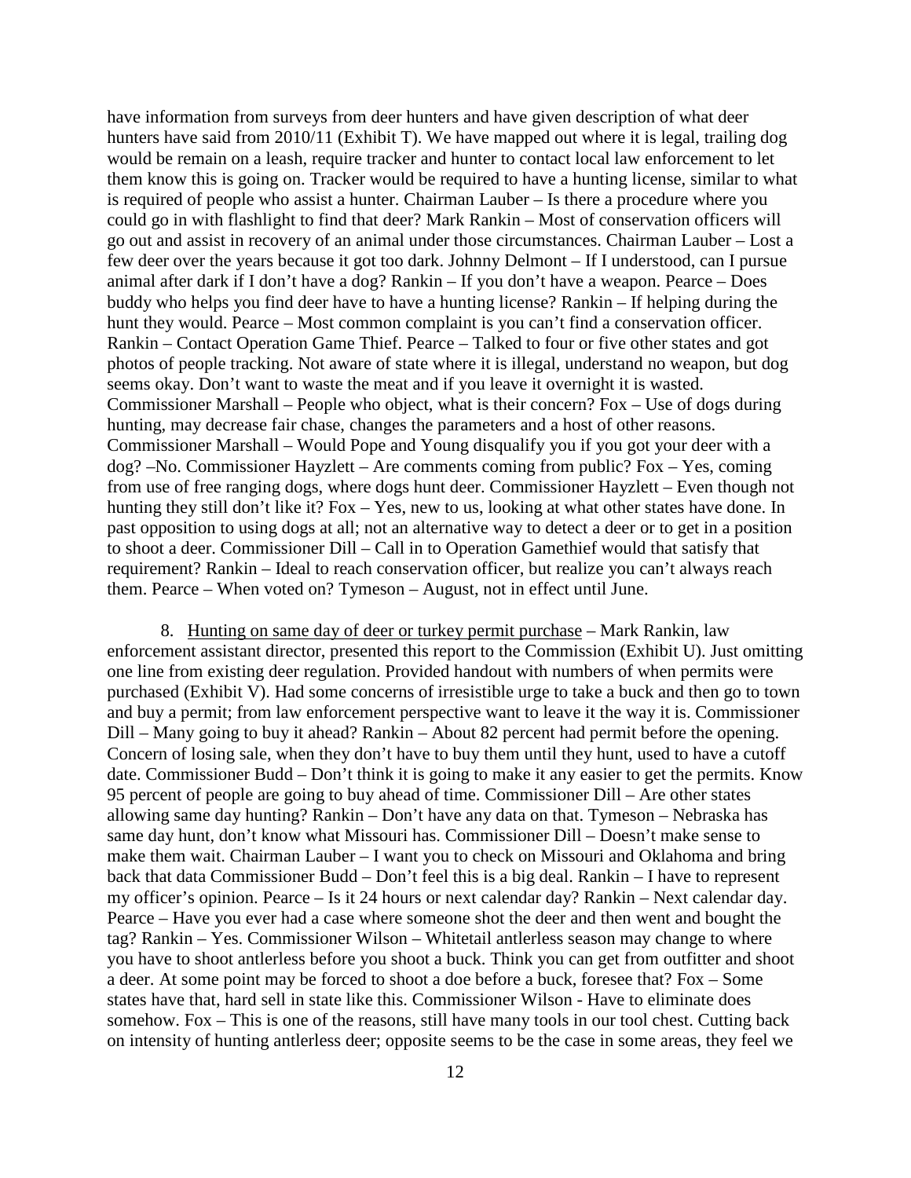have information from surveys from deer hunters and have given description of what deer hunters have said from 2010/11 (Exhibit T). We have mapped out where it is legal, trailing dog would be remain on a leash, require tracker and hunter to contact local law enforcement to let them know this is going on. Tracker would be required to have a hunting license, similar to what is required of people who assist a hunter. Chairman Lauber – Is there a procedure where you could go in with flashlight to find that deer? Mark Rankin – Most of conservation officers will go out and assist in recovery of an animal under those circumstances. Chairman Lauber – Lost a few deer over the years because it got too dark. Johnny Delmont – If I understood, can I pursue animal after dark if I don't have a dog? Rankin – If you don't have a weapon. Pearce – Does buddy who helps you find deer have to have a hunting license? Rankin – If helping during the hunt they would. Pearce – Most common complaint is you can't find a conservation officer. Rankin – Contact Operation Game Thief. Pearce – Talked to four or five other states and got photos of people tracking. Not aware of state where it is illegal, understand no weapon, but dog seems okay. Don't want to waste the meat and if you leave it overnight it is wasted. Commissioner Marshall – People who object, what is their concern? Fox – Use of dogs during hunting, may decrease fair chase, changes the parameters and a host of other reasons. Commissioner Marshall – Would Pope and Young disqualify you if you got your deer with a dog? –No. Commissioner Hayzlett – Are comments coming from public? Fox – Yes, coming from use of free ranging dogs, where dogs hunt deer. Commissioner Hayzlett – Even though not hunting they still don't like it? Fox – Yes, new to us, looking at what other states have done. In past opposition to using dogs at all; not an alternative way to detect a deer or to get in a position to shoot a deer. Commissioner Dill – Call in to Operation Gamethief would that satisfy that requirement? Rankin – Ideal to reach conservation officer, but realize you can't always reach them. Pearce – When voted on? Tymeson – August, not in effect until June.

8. Hunting on same day of deer or turkey permit purchase – Mark Rankin, law enforcement assistant director, presented this report to the Commission (Exhibit U). Just omitting one line from existing deer regulation. Provided handout with numbers of when permits were purchased (Exhibit V). Had some concerns of irresistible urge to take a buck and then go to town and buy a permit; from law enforcement perspective want to leave it the way it is. Commissioner Dill – Many going to buy it ahead? Rankin – About 82 percent had permit before the opening. Concern of losing sale, when they don't have to buy them until they hunt, used to have a cutoff date. Commissioner Budd – Don't think it is going to make it any easier to get the permits. Know 95 percent of people are going to buy ahead of time. Commissioner Dill – Are other states allowing same day hunting? Rankin – Don't have any data on that. Tymeson – Nebraska has same day hunt, don't know what Missouri has. Commissioner Dill – Doesn't make sense to make them wait. Chairman Lauber – I want you to check on Missouri and Oklahoma and bring back that data Commissioner Budd – Don't feel this is a big deal. Rankin – I have to represent my officer's opinion. Pearce – Is it 24 hours or next calendar day? Rankin – Next calendar day. Pearce – Have you ever had a case where someone shot the deer and then went and bought the tag? Rankin – Yes. Commissioner Wilson – Whitetail antlerless season may change to where you have to shoot antlerless before you shoot a buck. Think you can get from outfitter and shoot a deer. At some point may be forced to shoot a doe before a buck, foresee that? Fox – Some states have that, hard sell in state like this. Commissioner Wilson - Have to eliminate does somehow. Fox – This is one of the reasons, still have many tools in our tool chest. Cutting back on intensity of hunting antlerless deer; opposite seems to be the case in some areas, they feel we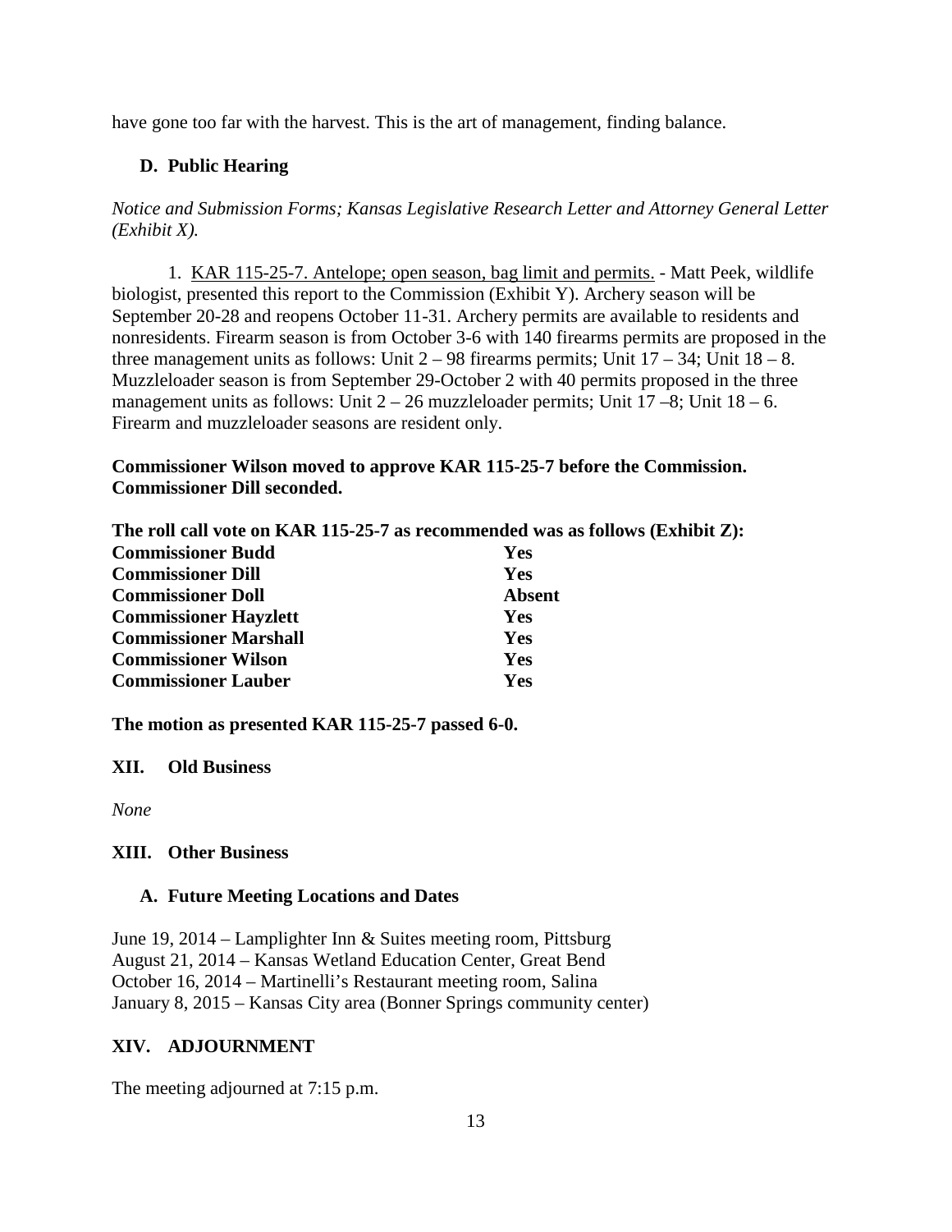have gone too far with the harvest. This is the art of management, finding balance.

### D. Public Hearing

*Notice and Submission Forms; Kansas Legislative Research Letter and Attorney General Letter (Exhibit X).*

1. KAR 115-25-7. Antelope; open season, bag limit and permits. - Matt Peek, wildlife biologist, presented this report to the Commission (Exhibit Y). Archery season will be September 20-28 and reopens October 11-31. Archery permits are available to residents and nonresidents. Firearm season is from October 3-6 with 140 firearms permits are proposed in the three management units as follows: Unit 2 – 98 firearms permits; Unit 17 – 34; Unit 18 – 8. Muzzleloader season is from September 29-October 2 with 40 permits proposed in the three management units as follows: Unit 2 – 26 muzzleloader permits; Unit 17 –8; Unit 18 – 6. Firearm and muzzleloader seasons are resident only.

**Commissioner Wilson moved to approve KAR 115-25-7 before the Commission. Commissioner Dill seconded.**

**The roll call vote on KAR 115-25-7 as recommended was as follows (Exhibit Z):**

| | |
|---|---|
| **Commissioner Budd** | **Yes** |
| **Commissioner Dill** | **Yes** |
| **Commissioner Doll** | **Absent** |
| **Commissioner Hayzlett** | **Yes** |
| **Commissioner Marshall** | **Yes** |
| **Commissioner Wilson** | **Yes** |
| **Commissioner Lauber** | **Yes** |

**The motion as presented KAR 115-25-7 passed 6-0.**

## XII. Old Business

*None*

## XIII. Other Business

### A. Future Meeting Locations and Dates

June 19, 2014 – Lamplighter Inn & Suites meeting room, Pittsburg
August 21, 2014 – Kansas Wetland Education Center, Great Bend
October 16, 2014 – Martinelli's Restaurant meeting room, Salina
January 8, 2015 – Kansas City area (Bonner Springs community center)

## XIV. ADJOURNMENT

The meeting adjourned at 7:15 p.m.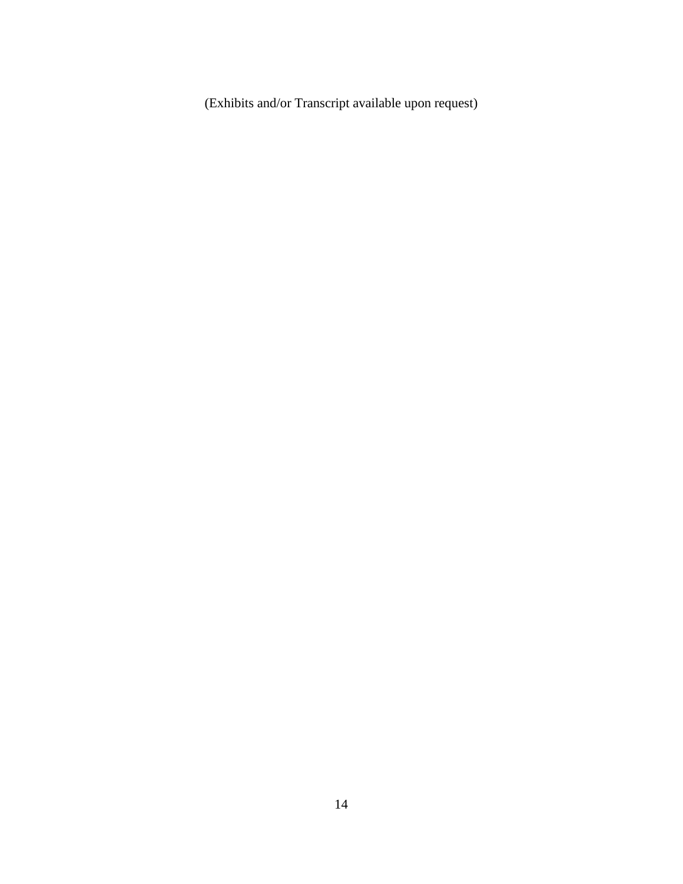(Exhibits and/or Transcript available upon request)